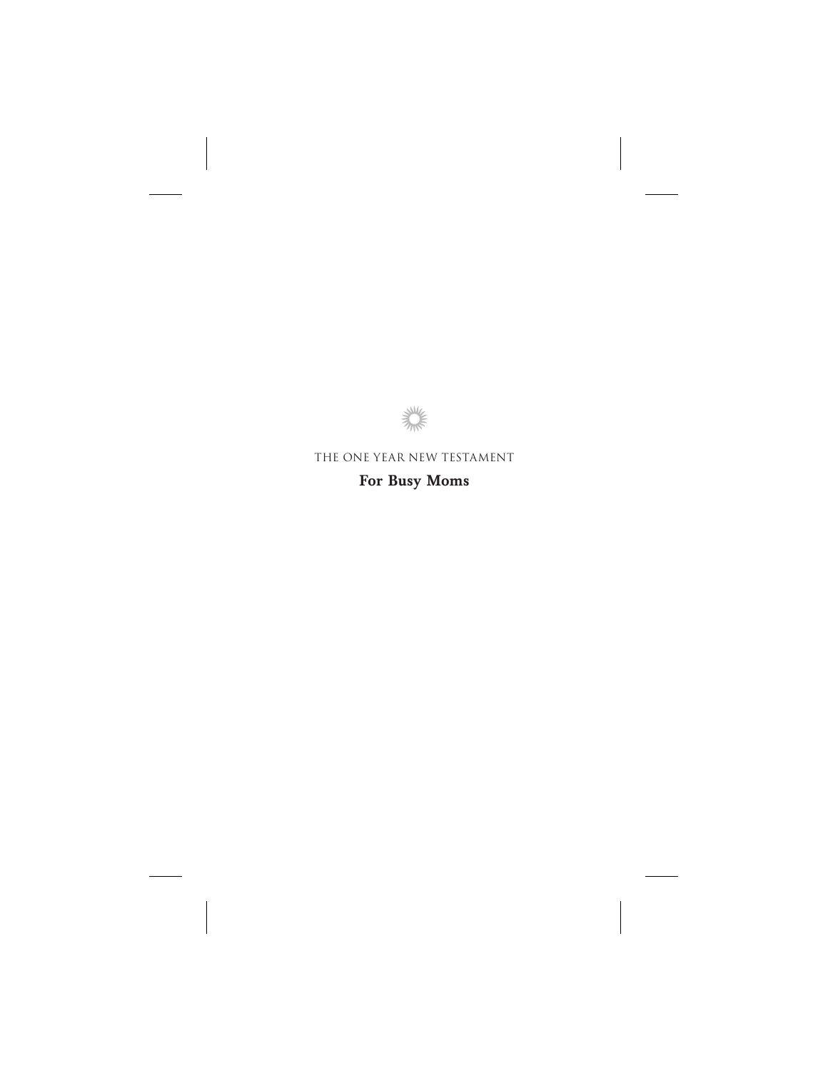THE ONE YEAR NEW TESTAMENT

**For Busy Moms**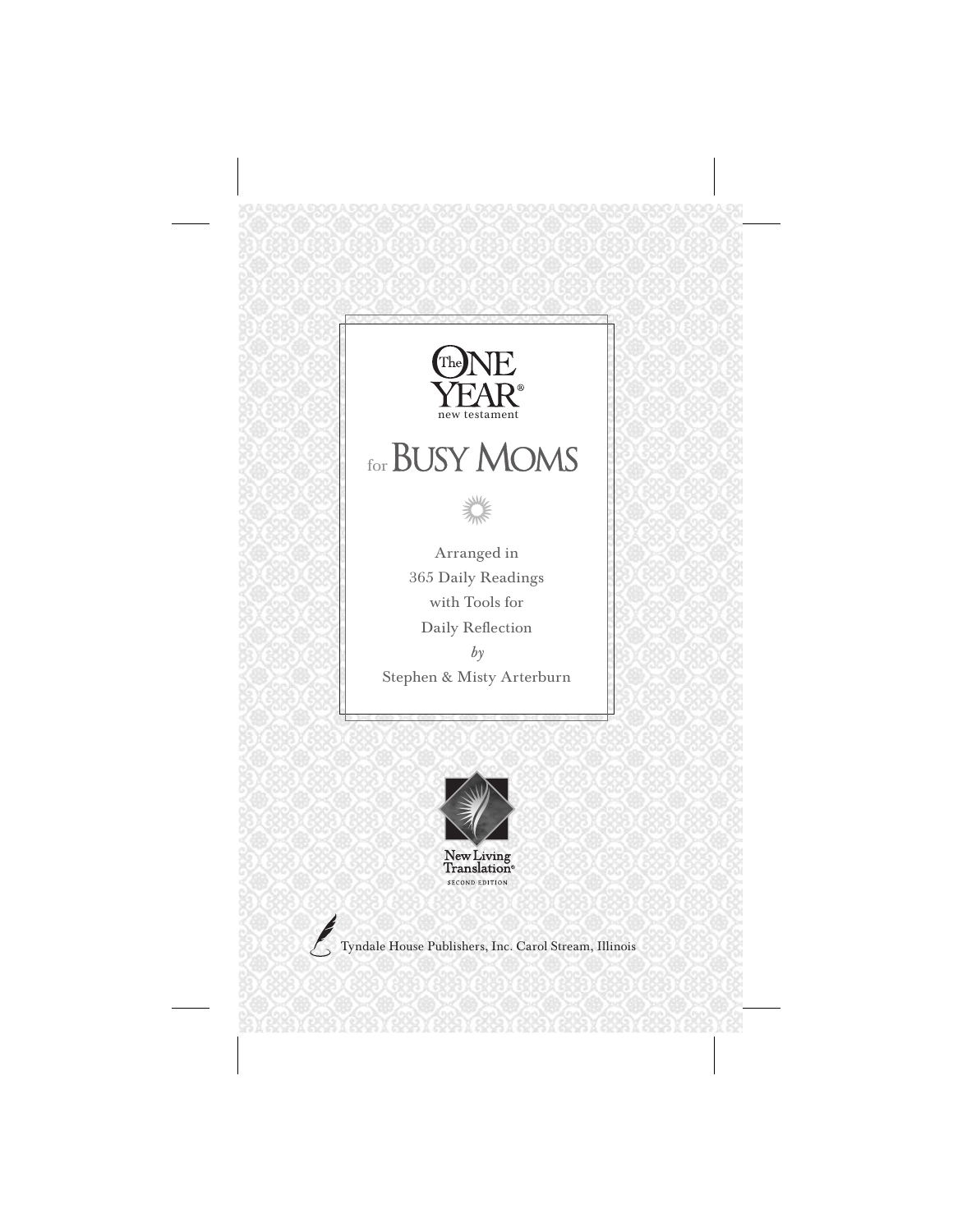# The ONE YEAR® new testament

# for BUSY MOMS

Arranged in
365 Daily Readings
with Tools for
Daily Reflection

*by*

Stephen & Misty Arterburn

New Living Translation®
SECOND EDITION

Tyndale House Publishers, Inc. Carol Stream, Illinois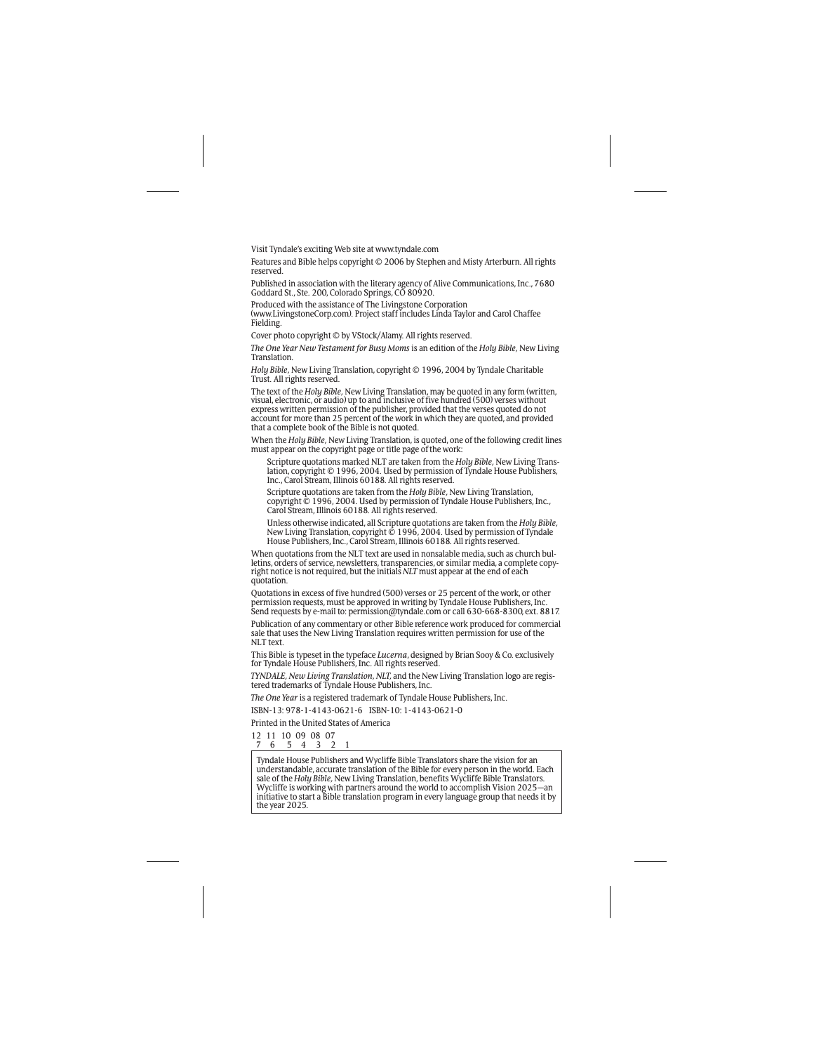Visit Tyndale's exciting Web site at www.tyndale.com

Features and Bible helps copyright © 2006 by Stephen and Misty Arterburn. All rights reserved.

Published in association with the literary agency of Alive Communications, Inc., 7680 Goddard St., Ste. 200, Colorado Springs, CO 80920.

Produced with the assistance of The Livingstone Corporation (www.LivingstoneCorp.com). Project staff includes Linda Taylor and Carol Chaffee Fielding.

Cover photo copyright © by VStock/Alamy. All rights reserved.

*The One Year New Testament for Busy Moms* is an edition of the *Holy Bible,* New Living Translation.

*Holy Bible,* New Living Translation, copyright © 1996, 2004 by Tyndale Charitable Trust. All rights reserved.

The text of the *Holy Bible,* New Living Translation, may be quoted in any form (written, visual, electronic, or audio) up to and inclusive of five hundred (500) verses without express written permission of the publisher, provided that the verses quoted do not account for more than 25 percent of the work in which they are quoted, and provided that a complete book of the Bible is not quoted.

When the *Holy Bible,* New Living Translation, is quoted, one of the following credit lines must appear on the copyright page or title page of the work:

> Scripture quotations marked NLT are taken from the *Holy Bible,* New Living Translation, copyright © 1996, 2004. Used by permission of Tyndale House Publishers, Inc., Carol Stream, Illinois 60188. All rights reserved.
>
> Scripture quotations are taken from the *Holy Bible,* New Living Translation, copyright © 1996, 2004. Used by permission of Tyndale House Publishers, Inc., Carol Stream, Illinois 60188. All rights reserved.
>
> Unless otherwise indicated, all Scripture quotations are taken from the *Holy Bible,* New Living Translation, copyright © 1996, 2004. Used by permission of Tyndale House Publishers, Inc., Carol Stream, Illinois 60188. All rights reserved.

When quotations from the NLT text are used in nonsalable media, such as church bulletins, orders of service, newsletters, transparencies, or similar media, a complete copyright notice is not required, but the initials *NLT* must appear at the end of each quotation.

Quotations in excess of five hundred (500) verses or 25 percent of the work, or other permission requests, must be approved in writing by Tyndale House Publishers, Inc. Send requests by e-mail to: permission@tyndale.com or call 630-668-8300, ext. 8817.

Publication of any commentary or other Bible reference work produced for commercial sale that uses the New Living Translation requires written permission for use of the NLT text.

This Bible is typeset in the typeface *Lucerna,* designed by Brian Sooy & Co. exclusively for Tyndale House Publishers, Inc. All rights reserved.

*TYNDALE, New Living Translation, NLT,* and the New Living Translation logo are registered trademarks of Tyndale House Publishers, Inc.

*The One Year* is a registered trademark of Tyndale House Publishers, Inc.

ISBN-13: 978-1-4143-0621-6 ISBN-10: 1-4143-0621-0

Printed in the United States of America

12 11 10 09 08 07
7 6 5 4 3 2 1

Tyndale House Publishers and Wycliffe Bible Translators share the vision for an understandable, accurate translation of the Bible for every person in the world. Each sale of the *Holy Bible,* New Living Translation, benefits Wycliffe Bible Translators. Wycliffe is working with partners around the world to accomplish Vision 2025—an initiative to start a Bible translation program in every language group that needs it by the year 2025.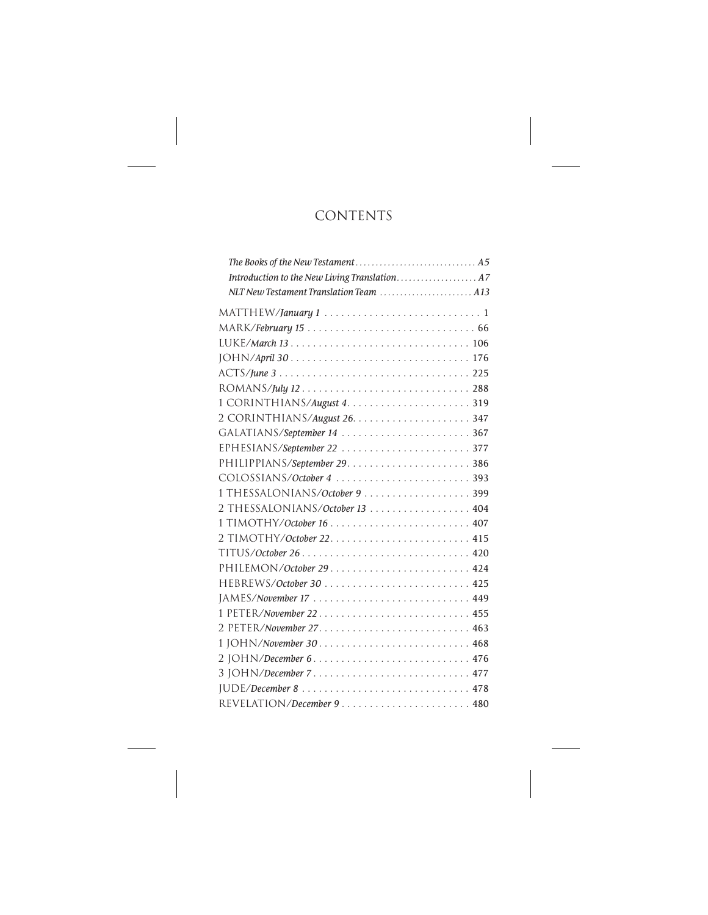# CONTENTS

*The Books of the New Testament* . . . . . . . . . . . . . . . . . . . . . . . . . . . . . . *A5*
*Introduction to the New Living Translation*. . . . . . . . . . . . . . . . . . . . *A7*
*NLT New Testament Translation Team* . . . . . . . . . . . . . . . . . . . . . . *A13*

MATTHEW/*January 1* . . . . . . . . . . . . . . . . . . . . . . . . . . . . . 1
MARK/*February 15* . . . . . . . . . . . . . . . . . . . . . . . . . . . . . . 66
LUKE/*March 13* . . . . . . . . . . . . . . . . . . . . . . . . . . . . . . . . 106
JOHN/*April 30* . . . . . . . . . . . . . . . . . . . . . . . . . . . . . . . . 176
ACTS/*June 3* . . . . . . . . . . . . . . . . . . . . . . . . . . . . . . . . . . 225
ROMANS/*July 12* . . . . . . . . . . . . . . . . . . . . . . . . . . . . . . 288
1 CORINTHIANS/*August 4*. . . . . . . . . . . . . . . . . . . . . . . 319
2 CORINTHIANS/*August 26*. . . . . . . . . . . . . . . . . . . . . 347
GALATIANS/*September 14* . . . . . . . . . . . . . . . . . . . . . . . 367
EPHESIANS/*September 22* . . . . . . . . . . . . . . . . . . . . . . . 377
PHILIPPIANS/*September 29*. . . . . . . . . . . . . . . . . . . . . . 386
COLOSSIANS/*October 4* . . . . . . . . . . . . . . . . . . . . . . . . 393
1 THESSALONIANS/*October 9* . . . . . . . . . . . . . . . . . . . 399
2 THESSALONIANS/*October 13* . . . . . . . . . . . . . . . . . . 404
1 TIMOTHY/*October 16* . . . . . . . . . . . . . . . . . . . . . . . . . 407
2 TIMOTHY/*October 22*. . . . . . . . . . . . . . . . . . . . . . . . . 415
TITUS/*October 26* . . . . . . . . . . . . . . . . . . . . . . . . . . . . . . 420
PHILEMON/*October 29* . . . . . . . . . . . . . . . . . . . . . . . . . 424
HEBREWS/*October 30* . . . . . . . . . . . . . . . . . . . . . . . . . . 425
JAMES/*November 17* . . . . . . . . . . . . . . . . . . . . . . . . . . . . 449
1 PETER/*November 22*. . . . . . . . . . . . . . . . . . . . . . . . . . . 455
2 PETER/*November 27*. . . . . . . . . . . . . . . . . . . . . . . . . . . 463
1 JOHN/*November 30*. . . . . . . . . . . . . . . . . . . . . . . . . . . 468
2 JOHN/*December 6* . . . . . . . . . . . . . . . . . . . . . . . . . . . . 476
3 JOHN/*December 7* . . . . . . . . . . . . . . . . . . . . . . . . . . . . 477
JUDE/*December 8* . . . . . . . . . . . . . . . . . . . . . . . . . . . . . . 478
REVELATION/*December 9* . . . . . . . . . . . . . . . . . . . . . . . 480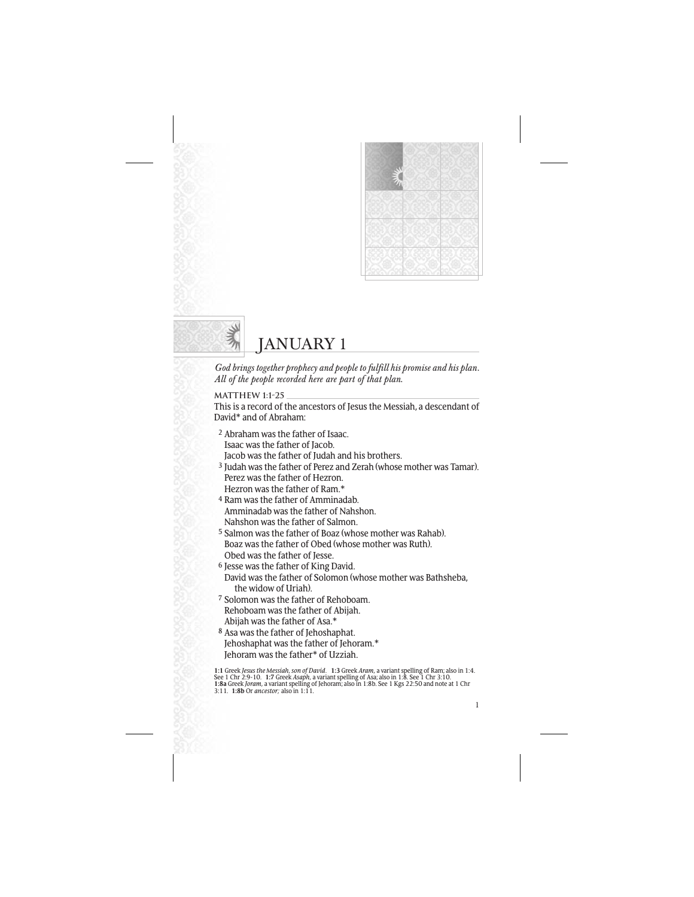# JANUARY 1

*God brings together prophecy and people to fulfill his promise and his plan. All of the people recorded here are part of that plan.*

## MATTHEW 1:1-25

This is a record of the ancestors of Jesus the Messiah, a descendant of David* and of Abraham:

[2] Abraham was the father of Isaac.
Isaac was the father of Jacob.
Jacob was the father of Judah and his brothers.
[3] Judah was the father of Perez and Zerah (whose mother was Tamar).
Perez was the father of Hezron.
Hezron was the father of Ram.*
[4] Ram was the father of Amminadab.
Amminadab was the father of Nahshon.
Nahshon was the father of Salmon.
[5] Salmon was the father of Boaz (whose mother was Rahab).
Boaz was the father of Obed (whose mother was Ruth).
Obed was the father of Jesse.
[6] Jesse was the father of King David.
David was the father of Solomon (whose mother was Bathsheba, the widow of Uriah).
[7] Solomon was the father of Rehoboam.
Rehoboam was the father of Abijah.
Abijah was the father of Asa.*
[8] Asa was the father of Jehoshaphat.
Jehoshaphat was the father of Jehoram.*
Jehoram was the father* of Uzziah.

**1:1** Greek *Jesus the Messiah, son of David.* **1:3** Greek *Aram,* a variant spelling of Ram; also in 1:4. See 1 Chr 2:9-10. **1:7** Greek *Asaph,* a variant spelling of Asa; also in 1:8. See 1 Chr 3:10. **1:8a** Greek *Joram,* a variant spelling of Jehoram; also in 1:8b. See 1 Kgs 22:50 and note at 1 Chr 3:11. **1:8b** Or *ancestor;* also in 1:11.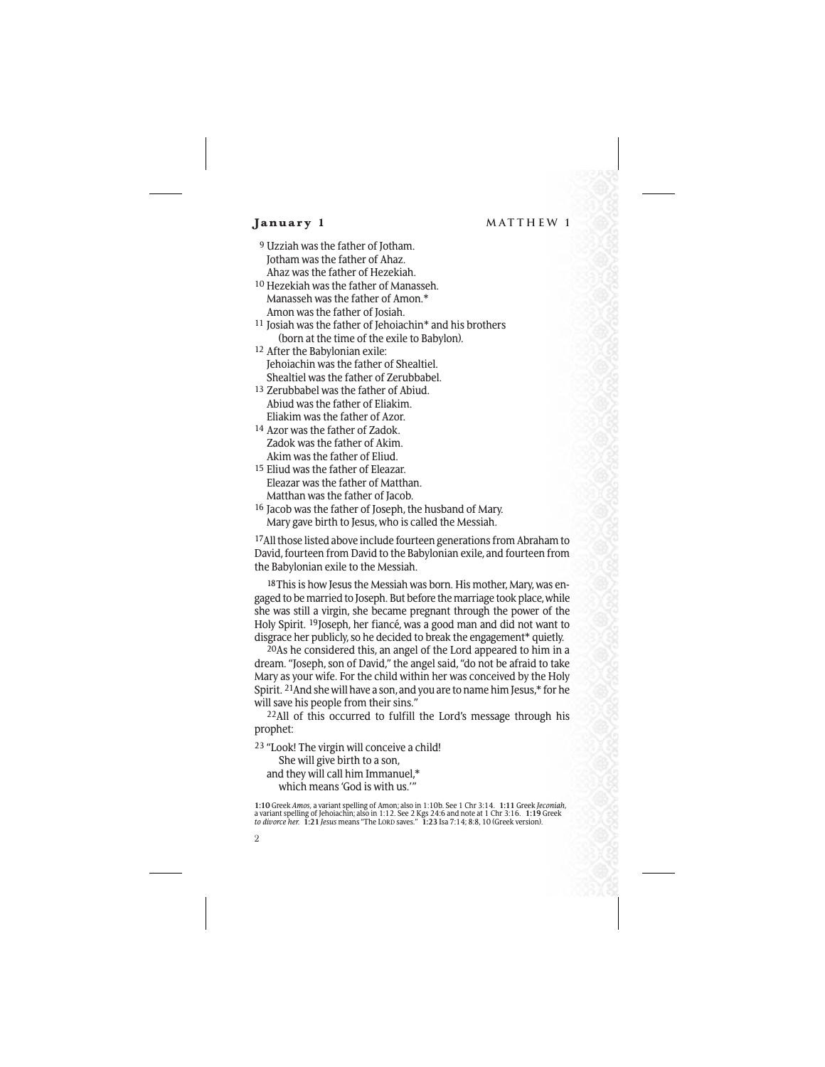9 Uzziah was the father of Jotham.
Jotham was the father of Ahaz.
Ahaz was the father of Hezekiah.
10 Hezekiah was the father of Manasseh.
Manasseh was the father of Amon.*
Amon was the father of Josiah.
11 Josiah was the father of Jehoiachin* and his brothers
(born at the time of the exile to Babylon).
12 After the Babylonian exile:
Jehoiachin was the father of Shealtiel.
Shealtiel was the father of Zerubbabel.
13 Zerubbabel was the father of Abiud.
Abiud was the father of Eliakim.
Eliakim was the father of Azor.
14 Azor was the father of Zadok.
Zadok was the father of Akim.
Akim was the father of Eliud.
15 Eliud was the father of Eleazar.
Eleazar was the father of Matthan.
Matthan was the father of Jacob.
16 Jacob was the father of Joseph, the husband of Mary.
Mary gave birth to Jesus, who is called the Messiah.

17 All those listed above include fourteen generations from Abraham to David, fourteen from David to the Babylonian exile, and fourteen from the Babylonian exile to the Messiah.

18 This is how Jesus the Messiah was born. His mother, Mary, was engaged to be married to Joseph. But before the marriage took place, while she was still a virgin, she became pregnant through the power of the Holy Spirit. 19 Joseph, her fiancé, was a good man and did not want to disgrace her publicly, so he decided to break the engagement* quietly.

20 As he considered this, an angel of the Lord appeared to him in a dream. "Joseph, son of David," the angel said, "do not be afraid to take Mary as your wife. For the child within her was conceived by the Holy Spirit. 21 And she will have a son, and you are to name him Jesus,* for he will save his people from their sins."

22 All of this occurred to fulfill the Lord's message through his prophet:

23 "Look! The virgin will conceive a child!
She will give birth to a son,
and they will call him Immanuel,*
which means 'God is with us.'"

**1:10** Greek *Amos*, a variant spelling of Amon; also in 1:10b. See 1 Chr 3:14. **1:11** Greek *Jeconiah*, a variant spelling of Jehoiachin; also in 1:12. See 2 Kgs 24:6 and note at 1 Chr 3:16. **1:19** Greek *to divorce her.* **1:21** *Jesus* means "The LORD saves." **1:23** Isa 7:14; 8:8, 10 (Greek version).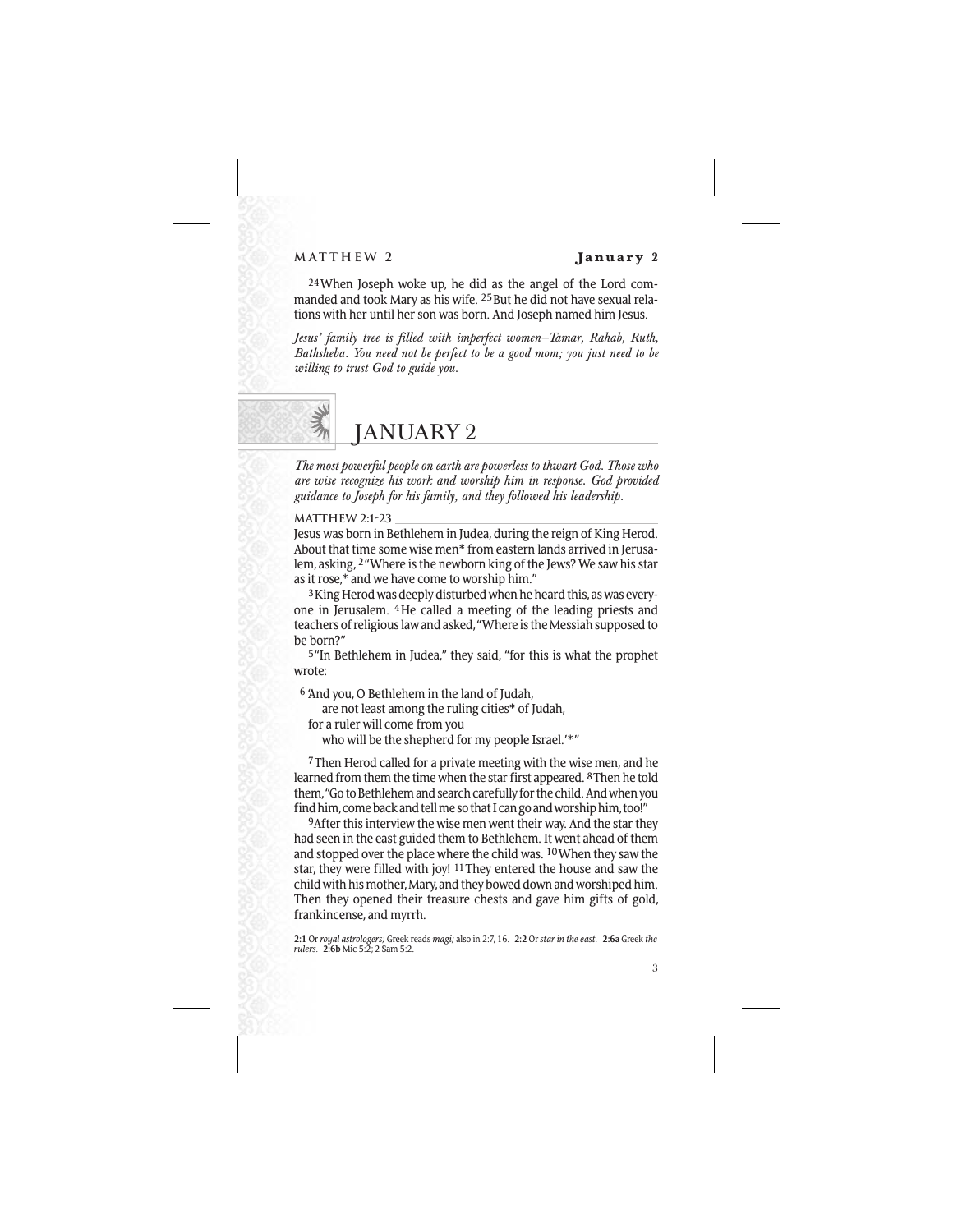[24]When Joseph woke up, he did as the angel of the Lord commanded and took Mary as his wife. [25]But he did not have sexual relations with her until her son was born. And Joseph named him Jesus.

*Jesus' family tree is filled with imperfect women—Tamar, Rahab, Ruth, Bathsheba. You need not be perfect to be a good mom; you just need to be willing to trust God to guide you.*

# JANUARY 2

*The most powerful people on earth are powerless to thwart God. Those who are wise recognize his work and worship him in response. God provided guidance to Joseph for his family, and they followed his leadership.*

## MATTHEW 2:1-23

Jesus was born in Bethlehem in Judea, during the reign of King Herod. About that time some wise men* from eastern lands arrived in Jerusalem, asking, [2]"Where is the newborn king of the Jews? We saw his star as it rose,* and we have come to worship him."

[3]King Herod was deeply disturbed when he heard this, as was everyone in Jerusalem. [4]He called a meeting of the leading priests and teachers of religious law and asked, "Where is the Messiah supposed to be born?"

[5]"In Bethlehem in Judea," they said, "for this is what the prophet wrote:

[6]'And you, O Bethlehem in the land of Judah,
are not least among the ruling cities* of Judah,
for a ruler will come from you
who will be the shepherd for my people Israel.'*"

[7]Then Herod called for a private meeting with the wise men, and he learned from them the time when the star first appeared. [8]Then he told them, "Go to Bethlehem and search carefully for the child. And when you find him, come back and tell me so that I can go and worship him, too!"

[9]After this interview the wise men went their way. And the star they had seen in the east guided them to Bethlehem. It went ahead of them and stopped over the place where the child was. [10]When they saw the star, they were filled with joy! [11]They entered the house and saw the child with his mother, Mary, and they bowed down and worshiped him. Then they opened their treasure chests and gave him gifts of gold, frankincense, and myrrh.

**2:1** Or *royal astrologers;* Greek reads *magi;* also in 2:7, 16. **2:2** Or *star in the east.* **2:6a** Greek *the rulers.* **2:6b** Mic 5:2; 2 Sam 5:2.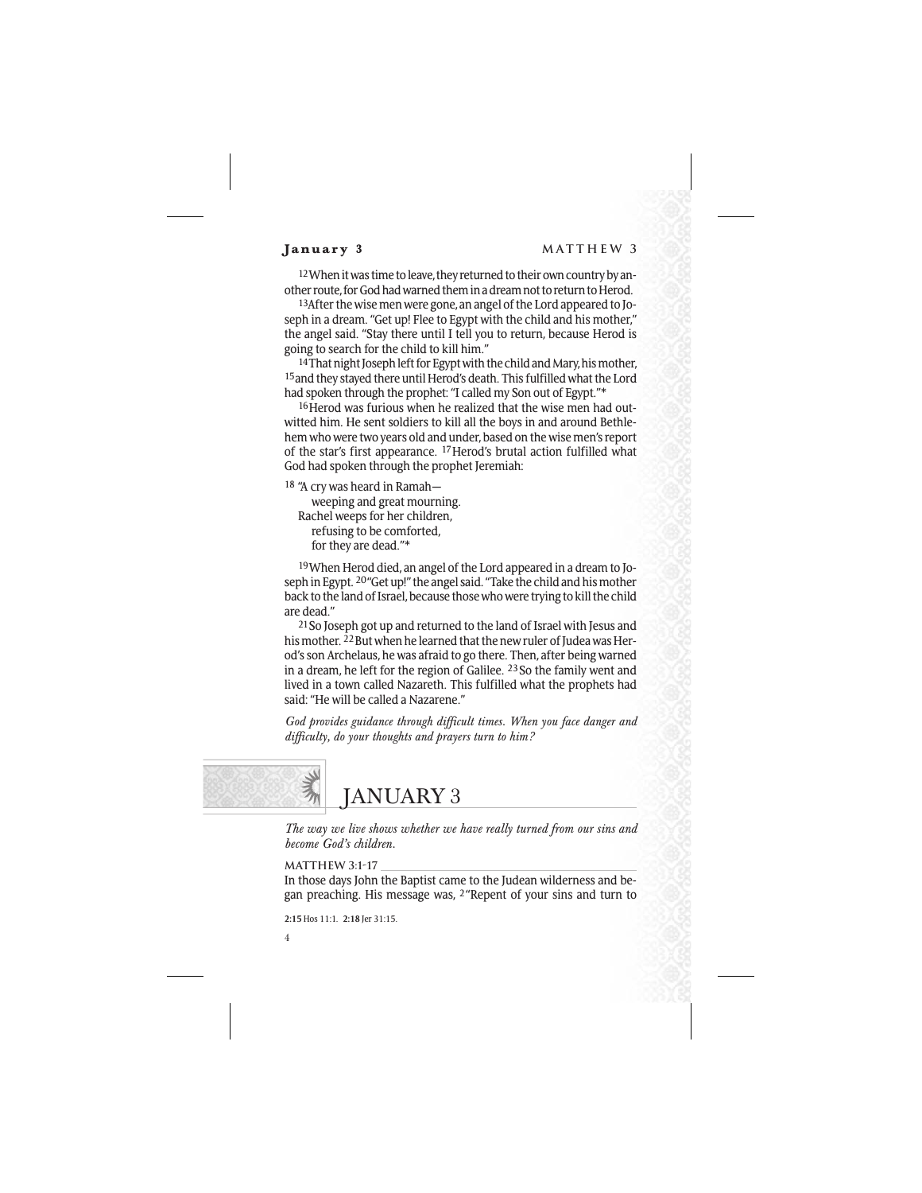[12] When it was time to leave, they returned to their own country by another route, for God had warned them in a dream not to return to Herod.

[13] After the wise men were gone, an angel of the Lord appeared to Joseph in a dream. "Get up! Flee to Egypt with the child and his mother," the angel said. "Stay there until I tell you to return, because Herod is going to search for the child to kill him."

[14] That night Joseph left for Egypt with the child and Mary, his mother, [15] and they stayed there until Herod's death. This fulfilled what the Lord had spoken through the prophet: "I called my Son out of Egypt."*

[16] Herod was furious when he realized that the wise men had outwitted him. He sent soldiers to kill all the boys in and around Bethlehem who were two years old and under, based on the wise men's report of the star's first appearance. [17] Herod's brutal action fulfilled what God had spoken through the prophet Jeremiah:

[18] "A cry was heard in Ramah—
weeping and great mourning.
Rachel weeps for her children,
refusing to be comforted,
for they are dead."*

[19] When Herod died, an angel of the Lord appeared in a dream to Joseph in Egypt. [20] "Get up!" the angel said. "Take the child and his mother back to the land of Israel, because those who were trying to kill the child are dead."

[21] So Joseph got up and returned to the land of Israel with Jesus and his mother. [22] But when he learned that the new ruler of Judea was Herod's son Archelaus, he was afraid to go there. Then, after being warned in a dream, he left for the region of Galilee. [23] So the family went and lived in a town called Nazareth. This fulfilled what the prophets had said: "He will be called a Nazarene."

*God provides guidance through difficult times. When you face danger and difficulty, do your thoughts and prayers turn to him?*

# JANUARY 3

*The way we live shows whether we have really turned from our sins and become God's children.*

## MATTHEW 3:1-17

In those days John the Baptist came to the Judean wilderness and began preaching. His message was, [2] "Repent of your sins and turn to

**2:15** Hos 11:1. **2:18** Jer 31:15.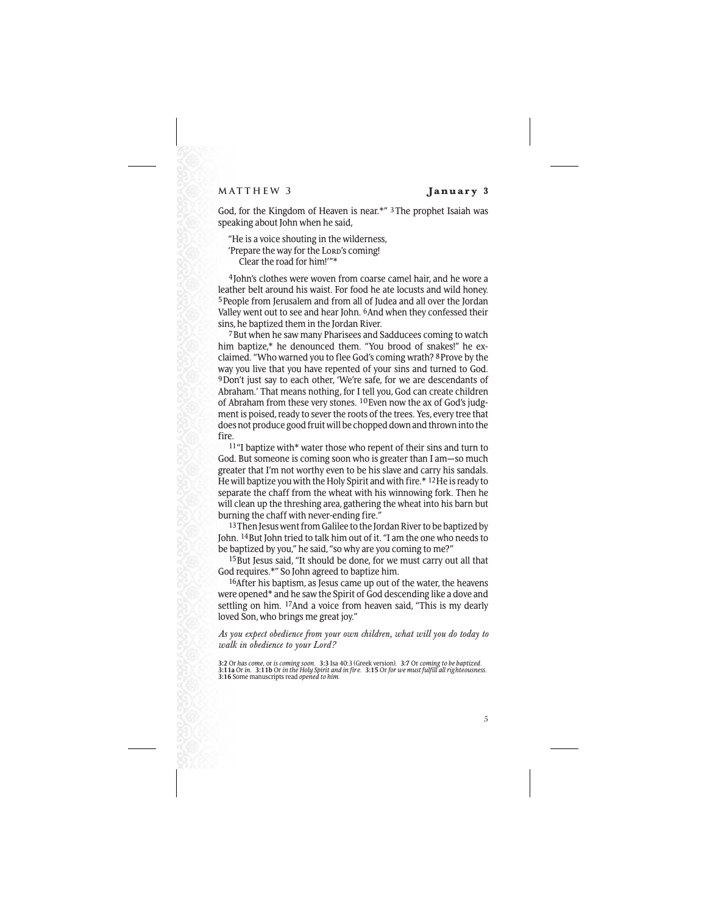God, for the Kingdom of Heaven is near.*" [3]The prophet Isaiah was speaking about John when he said,

"He is a voice shouting in the wilderness,
'Prepare the way for the LORD's coming!
Clear the road for him!'"*

[4]John's clothes were woven from coarse camel hair, and he wore a leather belt around his waist. For food he ate locusts and wild honey. [5]People from Jerusalem and from all of Judea and all over the Jordan Valley went out to see and hear John. [6]And when they confessed their sins, he baptized them in the Jordan River.

[7]But when he saw many Pharisees and Sadducees coming to watch him baptize,* he denounced them. "You brood of snakes!" he exclaimed. "Who warned you to flee God's coming wrath? [8]Prove by the way you live that you have repented of your sins and turned to God. [9]Don't just say to each other, 'We're safe, for we are descendants of Abraham.' That means nothing, for I tell you, God can create children of Abraham from these very stones. [10]Even now the ax of God's judgment is poised, ready to sever the roots of the trees. Yes, every tree that does not produce good fruit will be chopped down and thrown into the fire.

[11]"I baptize with* water those who repent of their sins and turn to God. But someone is coming soon who is greater than I am—so much greater that I'm not worthy even to be his slave and carry his sandals. He will baptize you with the Holy Spirit and with fire.* [12]He is ready to separate the chaff from the wheat with his winnowing fork. Then he will clean up the threshing area, gathering the wheat into his barn but burning the chaff with never-ending fire."

[13]Then Jesus went from Galilee to the Jordan River to be baptized by John. [14]But John tried to talk him out of it. "I am the one who needs to be baptized by you," he said, "so why are you coming to me?"

[15]But Jesus said, "It should be done, for we must carry out all that God requires.*" So John agreed to baptize him.

[16]After his baptism, as Jesus came up out of the water, the heavens were opened* and he saw the Spirit of God descending like a dove and settling on him. [17]And a voice from heaven said, "This is my dearly loved Son, who brings me great joy."

*As you expect obedience from your own children, what will you do today to walk in obedience to your Lord?*

**3:2** Or *has come,* or *is coming soon.* **3:3** Isa 40:3 (Greek version). **3:7** Or *coming to be baptized.* **3:11a** Or *in.* **3:11b** Or *in the Holy Spirit and in fire.* **3:15** Or *for we must fulfill all righteousness.* **3:16** Some manuscripts read *opened to him.*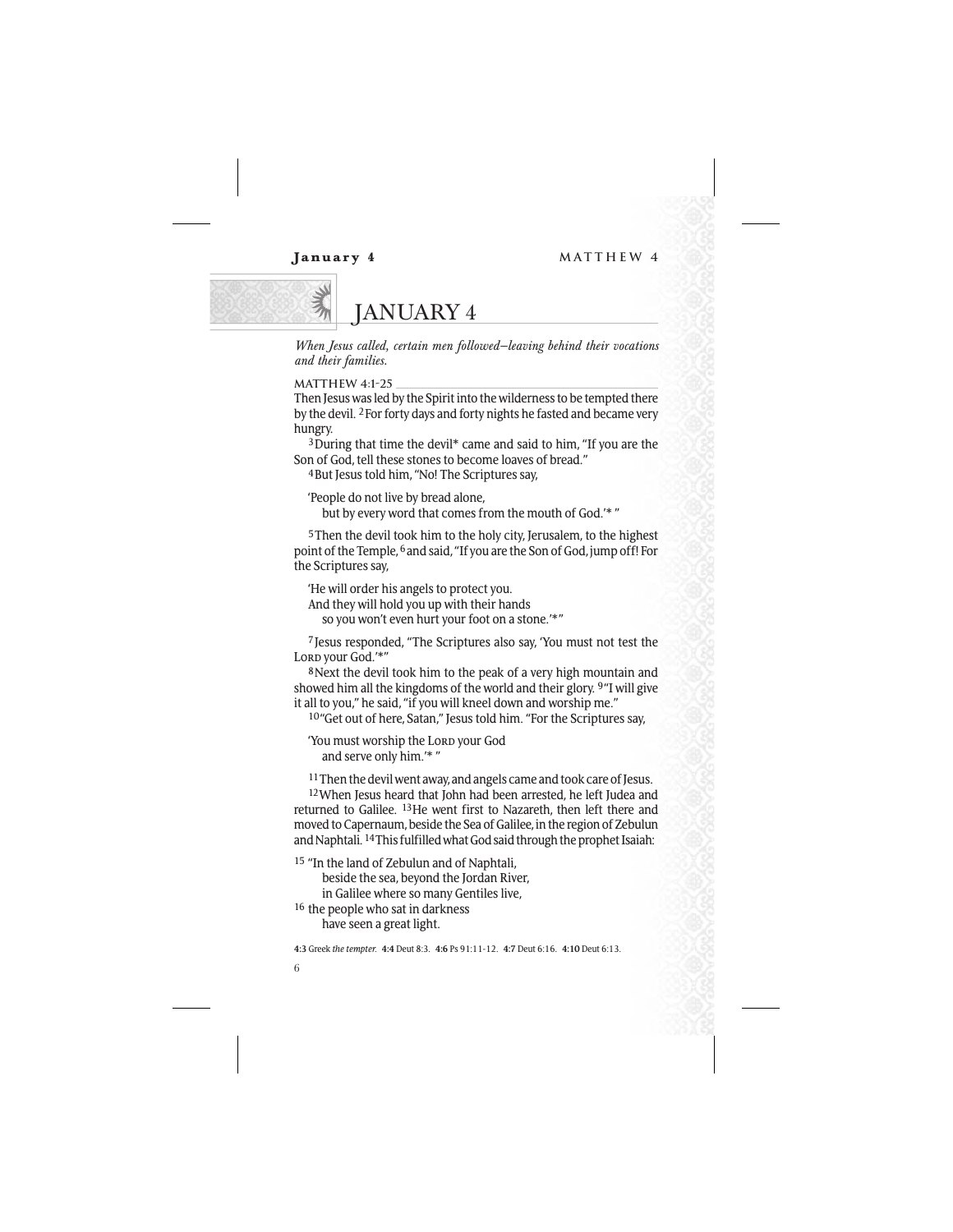# JANUARY 4

*When Jesus called, certain men followed—leaving behind their vocations and their families.*

## MATTHEW 4:1-25

Then Jesus was led by the Spirit into the wilderness to be tempted there by the devil. [2] For forty days and forty nights he fasted and became very hungry.

[3] During that time the devil* came and said to him, "If you are the Son of God, tell these stones to become loaves of bread."

[4] But Jesus told him, "No! The Scriptures say,

> 'People do not live by bread alone,
> but by every word that comes from the mouth of God.'* "

[5] Then the devil took him to the holy city, Jerusalem, to the highest point of the Temple, [6] and said, "If you are the Son of God, jump off! For the Scriptures say,

> 'He will order his angels to protect you.
> And they will hold you up with their hands
> so you won't even hurt your foot on a stone.'*"

[7] Jesus responded, "The Scriptures also say, 'You must not test the LORD your God.'*"

[8] Next the devil took him to the peak of a very high mountain and showed him all the kingdoms of the world and their glory. [9] "I will give it all to you," he said, "if you will kneel down and worship me."

[10] "Get out of here, Satan," Jesus told him. "For the Scriptures say,

> 'You must worship the LORD your God
> and serve only him.'* "

[11] Then the devil went away, and angels came and took care of Jesus.

[12] When Jesus heard that John had been arrested, he left Judea and returned to Galilee. [13] He went first to Nazareth, then left there and moved to Capernaum, beside the Sea of Galilee, in the region of Zebulun and Naphtali. [14] This fulfilled what God said through the prophet Isaiah:

> [15] "In the land of Zebulun and of Naphtali,
> beside the sea, beyond the Jordan River,
> in Galilee where so many Gentiles live,
> [16] the people who sat in darkness
> have seen a great light.

**4:3** Greek *the tempter.* **4:4** Deut 8:3. **4:6** Ps 91:11-12. **4:7** Deut 6:16. **4:10** Deut 6:13.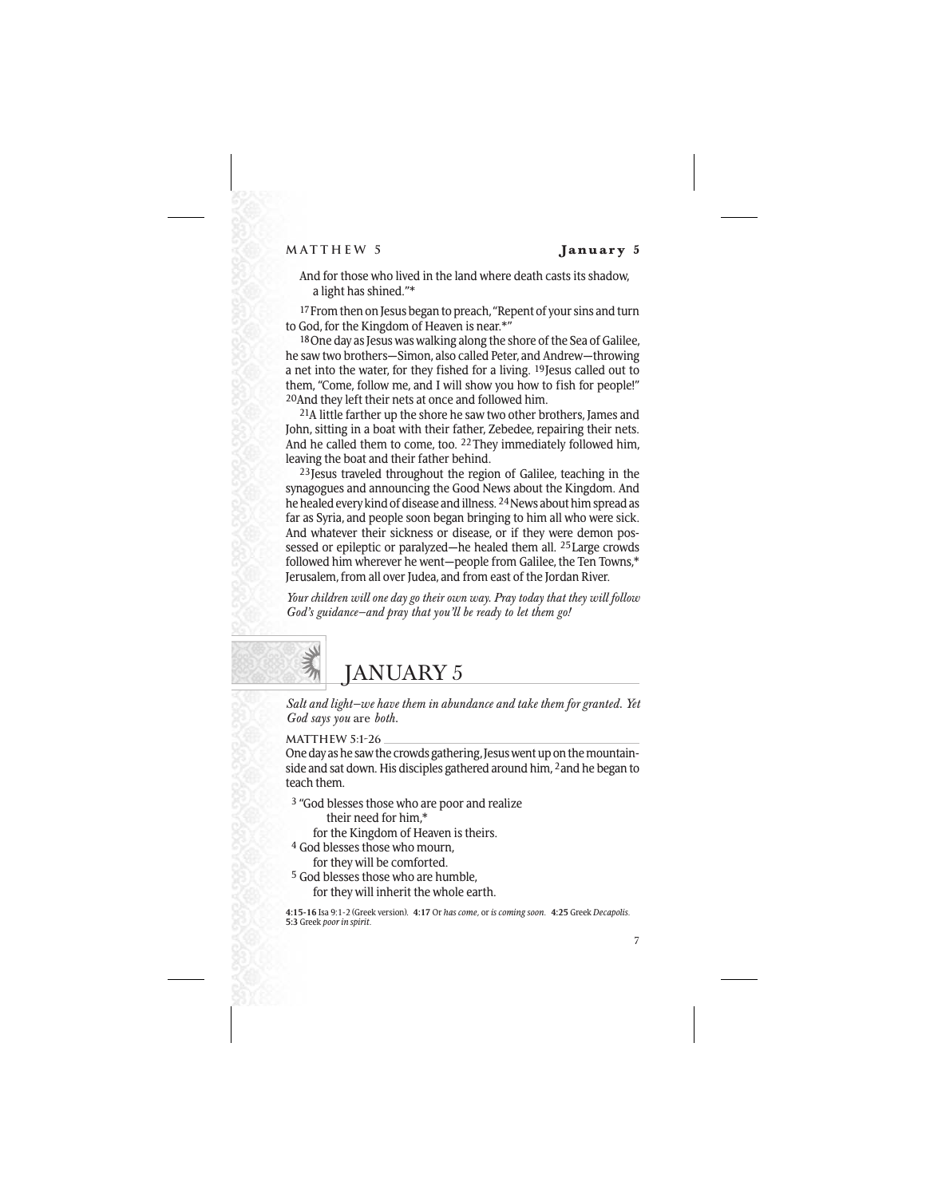And for those who lived in the land where death casts its shadow,
  a light has shined."*

[17]From then on Jesus began to preach, "Repent of your sins and turn to God, for the Kingdom of Heaven is near.*"

[18]One day as Jesus was walking along the shore of the Sea of Galilee, he saw two brothers—Simon, also called Peter, and Andrew—throwing a net into the water, for they fished for a living. [19]Jesus called out to them, "Come, follow me, and I will show you how to fish for people!" [20]And they left their nets at once and followed him.

[21]A little farther up the shore he saw two other brothers, James and John, sitting in a boat with their father, Zebedee, repairing their nets. And he called them to come, too. [22]They immediately followed him, leaving the boat and their father behind.

[23]Jesus traveled throughout the region of Galilee, teaching in the synagogues and announcing the Good News about the Kingdom. And he healed every kind of disease and illness. [24]News about him spread as far as Syria, and people soon began bringing to him all who were sick. And whatever their sickness or disease, or if they were demon possessed or epileptic or paralyzed—he healed them all. [25]Large crowds followed him wherever he went—people from Galilee, the Ten Towns,* Jerusalem, from all over Judea, and from east of the Jordan River.

*Your children will one day go their own way. Pray today that they will follow God's guidance—and pray that you'll be ready to let them go!*

# JANUARY 5

*Salt and light—we have them in abundance and take them for granted. Yet God says you* are *both.*

MATTHEW 5:1-26

One day as he saw the crowds gathering, Jesus went up on the mountainside and sat down. His disciples gathered around him, [2]and he began to teach them.

[3] "God blesses those who are poor and realize
  their need for him,*
  for the Kingdom of Heaven is theirs.
[4] God blesses those who mourn,
  for they will be comforted.
[5] God blesses those who are humble,
  for they will inherit the whole earth.

**4:15-16** Isa 9:1-2 (Greek version). **4:17** Or *has come,* or *is coming soon.* **4:25** Greek *Decapolis.* **5:3** Greek *poor in spirit.*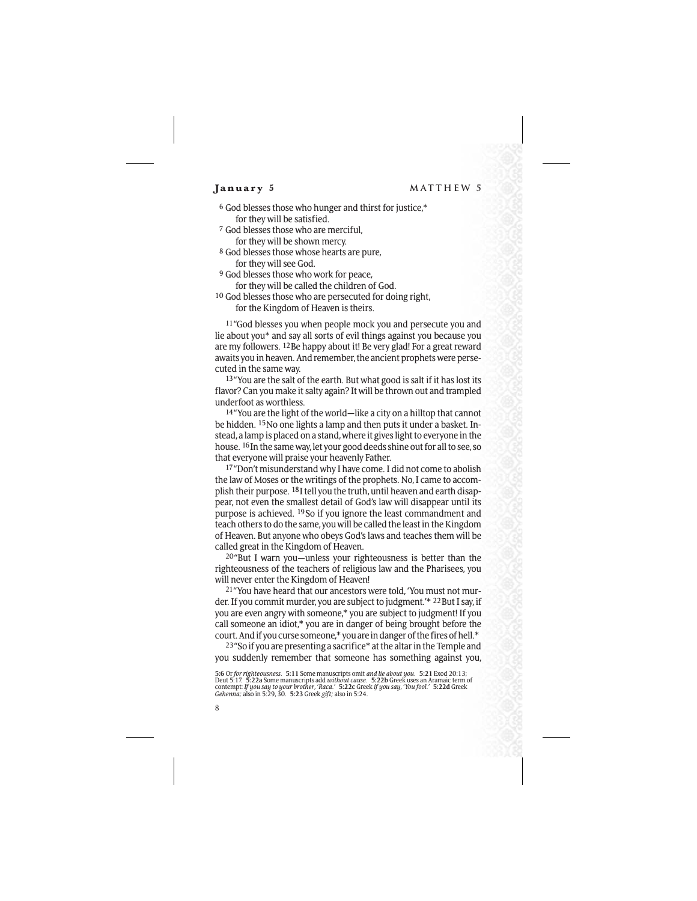6 God blesses those who hunger and thirst for justice,*
  for they will be satisfied.
7 God blesses those who are merciful,
  for they will be shown mercy.
8 God blesses those whose hearts are pure,
  for they will see God.
9 God blesses those who work for peace,
  for they will be called the children of God.
10 God blesses those who are persecuted for doing right,
  for the Kingdom of Heaven is theirs.

11 "God blesses you when people mock you and persecute you and lie about you* and say all sorts of evil things against you because you are my followers. 12 Be happy about it! Be very glad! For a great reward awaits you in heaven. And remember, the ancient prophets were persecuted in the same way.

13 "You are the salt of the earth. But what good is salt if it has lost its flavor? Can you make it salty again? It will be thrown out and trampled underfoot as worthless.

14 "You are the light of the world—like a city on a hilltop that cannot be hidden. 15 No one lights a lamp and then puts it under a basket. Instead, a lamp is placed on a stand, where it gives light to everyone in the house. 16 In the same way, let your good deeds shine out for all to see, so that everyone will praise your heavenly Father.

17 "Don't misunderstand why I have come. I did not come to abolish the law of Moses or the writings of the prophets. No, I came to accomplish their purpose. 18 I tell you the truth, until heaven and earth disappear, not even the smallest detail of God's law will disappear until its purpose is achieved. 19 So if you ignore the least commandment and teach others to do the same, you will be called the least in the Kingdom of Heaven. But anyone who obeys God's laws and teaches them will be called great in the Kingdom of Heaven.

20 "But I warn you—unless your righteousness is better than the righteousness of the teachers of religious law and the Pharisees, you will never enter the Kingdom of Heaven!

21 "You have heard that our ancestors were told, 'You must not murder. If you commit murder, you are subject to judgment.'* 22 But I say, if you are even angry with someone,* you are subject to judgment! If you call someone an idiot,* you are in danger of being brought before the court. And if you curse someone,* you are in danger of the fires of hell.*

23 "So if you are presenting a sacrifice* at the altar in the Temple and you suddenly remember that someone has something against you,

**5:6** Or *for righteousness.* **5:11** Some manuscripts omit *and lie about you.* **5:21** Exod 20:13; Deut 5:17. **5:22a** Some manuscripts add *without cause.* **5:22b** Greek uses an Aramaic term of contempt: *If you say to your brother, 'Raca.'* **5:22c** Greek *if you say, 'You fool.'* **5:22d** Greek *Gehenna;* also in 5:29, 30. **5:23** Greek *gift;* also in 5:24.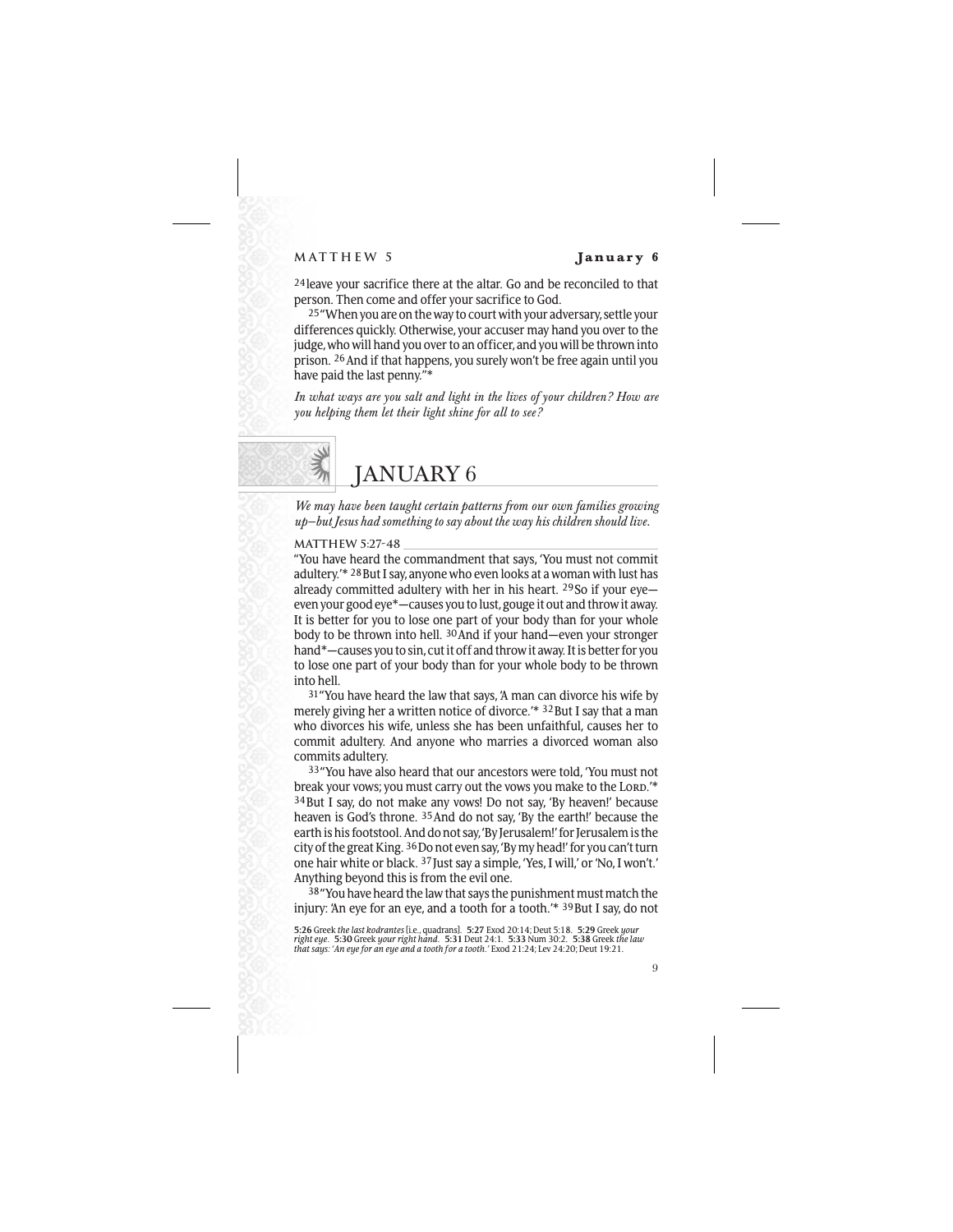[24]leave your sacrifice there at the altar. Go and be reconciled to that person. Then come and offer your sacrifice to God.

[25]"When you are on the way to court with your adversary, settle your differences quickly. Otherwise, your accuser may hand you over to the judge, who will hand you over to an officer, and you will be thrown into prison. [26]And if that happens, you surely won't be free again until you have paid the last penny."*

*In what ways are you salt and light in the lives of your children? How are you helping them let their light shine for all to see?*

# JANUARY 6

*We may have been taught certain patterns from our own families growing up—but Jesus had something to say about the way his children should live.*

## MATTHEW 5:27-48

"You have heard the commandment that says, 'You must not commit adultery.'* [28]But I say, anyone who even looks at a woman with lust has already committed adultery with her in his heart. [29]So if your eye—even your good eye*—causes you to lust, gouge it out and throw it away. It is better for you to lose one part of your body than for your whole body to be thrown into hell. [30]And if your hand—even your stronger hand*—causes you to sin, cut it off and throw it away. It is better for you to lose one part of your body than for your whole body to be thrown into hell.

[31]"You have heard the law that says, 'A man can divorce his wife by merely giving her a written notice of divorce.'* [32]But I say that a man who divorces his wife, unless she has been unfaithful, causes her to commit adultery. And anyone who marries a divorced woman also commits adultery.

[33]"You have also heard that our ancestors were told, 'You must not break your vows; you must carry out the vows you make to the LORD.'* [34]But I say, do not make any vows! Do not say, 'By heaven!' because heaven is God's throne. [35]And do not say, 'By the earth!' because the earth is his footstool. And do not say, 'By Jerusalem!' for Jerusalem is the city of the great King. [36]Do not even say, 'By my head!' for you can't turn one hair white or black. [37]Just say a simple, 'Yes, I will,' or 'No, I won't.' Anything beyond this is from the evil one.

[38]"You have heard the law that says the punishment must match the injury: 'An eye for an eye, and a tooth for a tooth.'* [39]But I say, do not

**5:26** Greek *the last kodrantes* [i.e., quadrans]. **5:27** Exod 20:14; Deut 5:18. **5:29** Greek *your right eye*. **5:30** Greek *your right hand*. **5:31** Deut 24:1. **5:33** Num 30:2. **5:38** Greek *the law that says: 'An eye for an eye and a tooth for a tooth.'* Exod 21:24; Lev 24:20; Deut 19:21.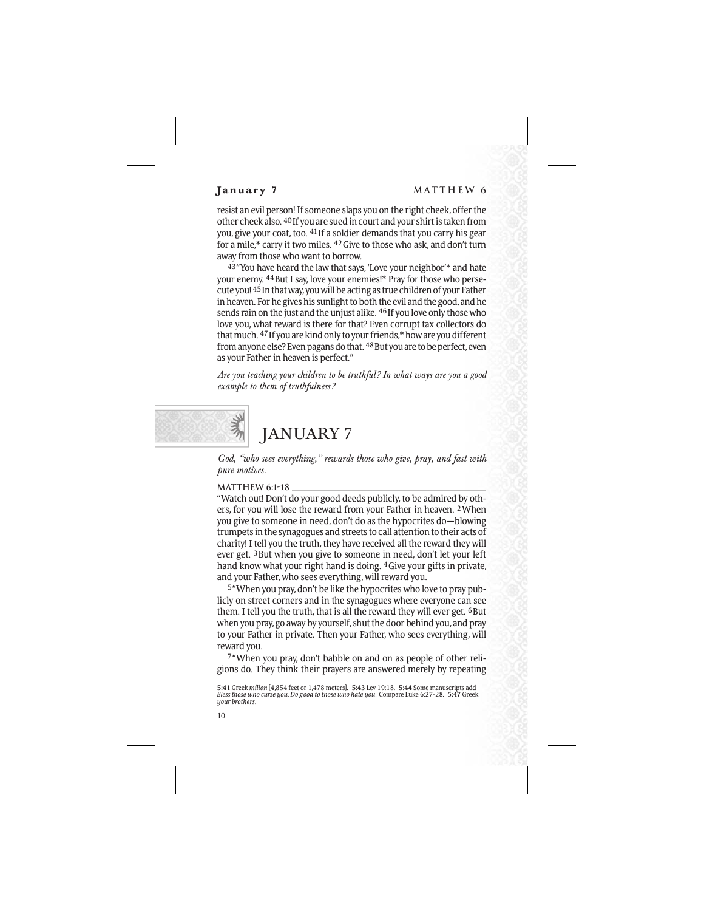resist an evil person! If someone slaps you on the right cheek, offer the other cheek also. [40]If you are sued in court and your shirt is taken from you, give your coat, too. [41]If a soldier demands that you carry his gear for a mile,* carry it two miles. [42]Give to those who ask, and don't turn away from those who want to borrow.

[43]"You have heard the law that says, 'Love your neighbor'* and hate your enemy. [44]But I say, love your enemies!* Pray for those who persecute you! [45]In that way, you will be acting as true children of your Father in heaven. For he gives his sunlight to both the evil and the good, and he sends rain on the just and the unjust alike. [46]If you love only those who love you, what reward is there for that? Even corrupt tax collectors do that much. [47]If you are kind only to your friends,* how are you different from anyone else? Even pagans do that. [48]But you are to be perfect, even as your Father in heaven is perfect."

*Are you teaching your children to be truthful? In what ways are you a good example to them of truthfulness?*

# JANUARY 7

*God, "who sees everything," rewards those who give, pray, and fast with pure motives.*

MATTHEW 6:1-18

"Watch out! Don't do your good deeds publicly, to be admired by others, for you will lose the reward from your Father in heaven. [2]When you give to someone in need, don't do as the hypocrites do—blowing trumpets in the synagogues and streets to call attention to their acts of charity! I tell you the truth, they have received all the reward they will ever get. [3]But when you give to someone in need, don't let your left hand know what your right hand is doing. [4]Give your gifts in private, and your Father, who sees everything, will reward you.

[5]"When you pray, don't be like the hypocrites who love to pray publicly on street corners and in the synagogues where everyone can see them. I tell you the truth, that is all the reward they will ever get. [6]But when you pray, go away by yourself, shut the door behind you, and pray to your Father in private. Then your Father, who sees everything, will reward you.

[7]"When you pray, don't babble on and on as people of other religions do. They think their prayers are answered merely by repeating

**5:41** Greek *milion* [4,854 feet or 1,478 meters]. **5:43** Lev 19:18. **5:44** Some manuscripts add *Bless those who curse you. Do good to those who hate you.* Compare Luke 6:27-28. **5:47** Greek *your brothers.*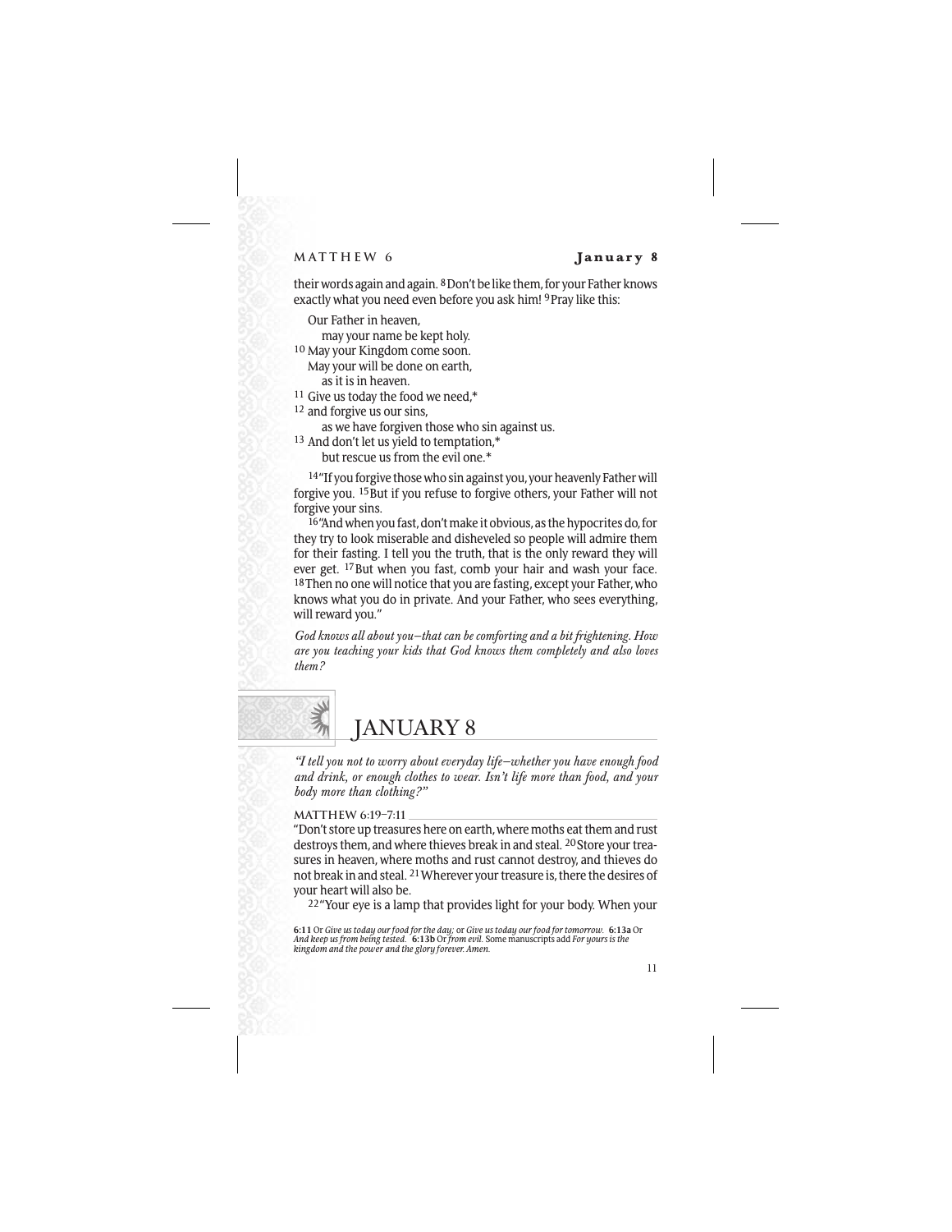their words again and again. [8]Don't be like them, for your Father knows exactly what you need even before you ask him! [9]Pray like this:

Our Father in heaven,
  may your name be kept holy.
[10] May your Kingdom come soon.
  May your will be done on earth,
   as it is in heaven.
[11] Give us today the food we need,*
[12] and forgive us our sins,
   as we have forgiven those who sin against us.
[13] And don't let us yield to temptation,*
   but rescue us from the evil one.*

[14]"If you forgive those who sin against you, your heavenly Father will forgive you. [15]But if you refuse to forgive others, your Father will not forgive your sins.

[16]"And when you fast, don't make it obvious, as the hypocrites do, for they try to look miserable and disheveled so people will admire them for their fasting. I tell you the truth, that is the only reward they will ever get. [17]But when you fast, comb your hair and wash your face. [18]Then no one will notice that you are fasting, except your Father, who knows what you do in private. And your Father, who sees everything, will reward you."

*God knows all about you—that can be comforting and a bit frightening. How are you teaching your kids that God knows them completely and also loves them?*

# JANUARY 8

*"I tell you not to worry about everyday life—whether you have enough food and drink, or enough clothes to wear. Isn't life more than food, and your body more than clothing?"*

MATTHEW 6:19–7:11

"Don't store up treasures here on earth, where moths eat them and rust destroys them, and where thieves break in and steal. [20]Store your treasures in heaven, where moths and rust cannot destroy, and thieves do not break in and steal. [21]Wherever your treasure is, there the desires of your heart will also be.

[22]"Your eye is a lamp that provides light for your body. When your

**6:11** Or *Give us today our food for the day;* or *Give us today our food for tomorrow.* **6:13a** Or *And keep us from being tested.* **6:13b** Or *from evil.* Some manuscripts add *For yours is the kingdom and the power and the glory forever. Amen.*